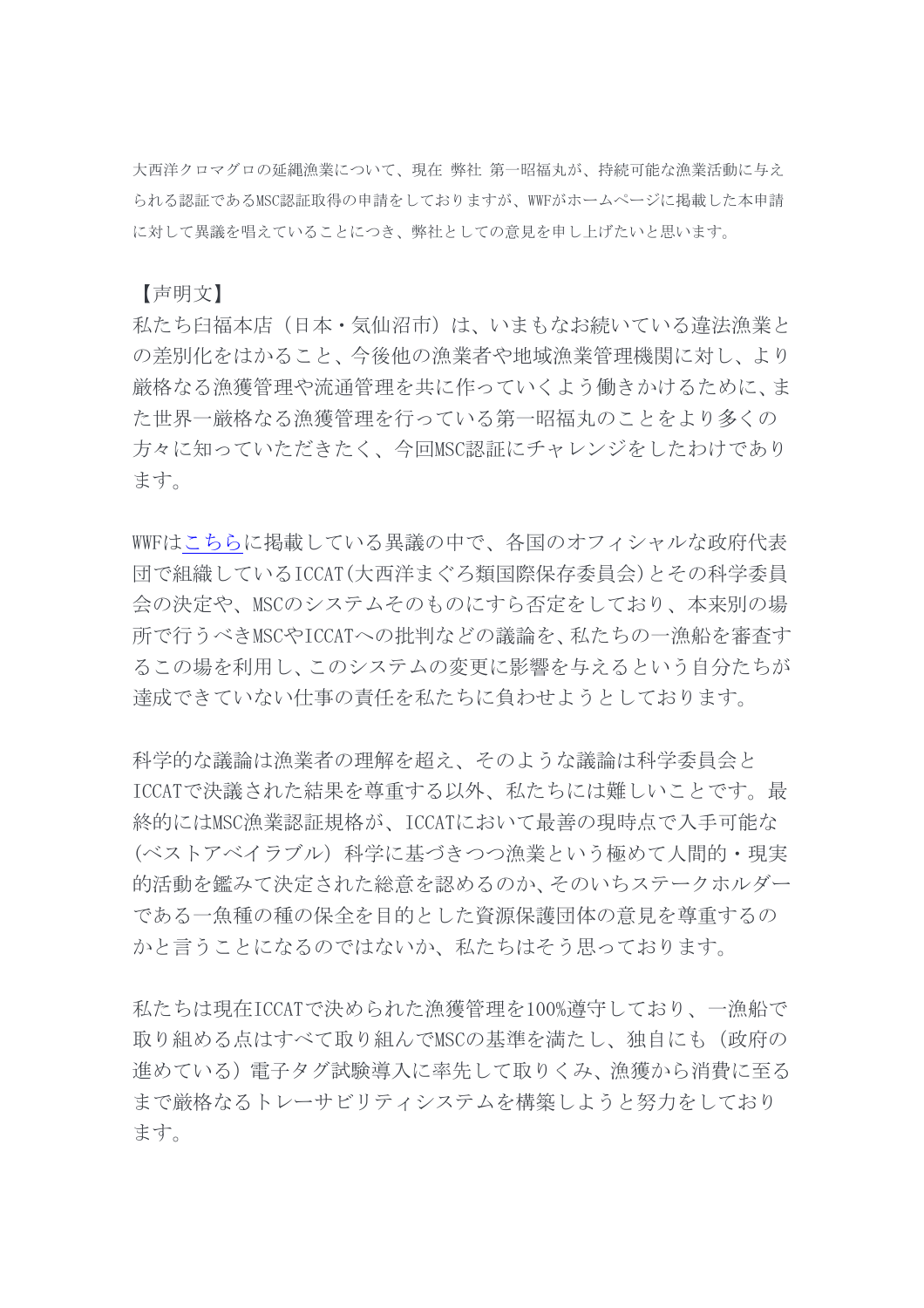大西洋クロマグロの延縄漁業について、現在 弊社 第一昭福丸が、持続可能な漁業活動に与えられる認証であるMSC認証取得の申請をしておりますが、WWFがホームページに掲載した本申請に対して異議を唱えていることにつき、弊社としての意見を申し上げたいと思います。

【声明文】

私たち臼福本店（日本・気仙沼市）は、いまもなお続いている違法漁業との差別化をはかること、今後他の漁業者や地域漁業管理機関に対し、より厳格なる漁獲管理や流通管理を共に作っていくよう働きかけるために、また世界一厳格なる漁獲管理を行っている第一昭福丸のことをより多くの方々に知っていただきたく、今回MSC認証にチャレンジをしたわけであります。

WWFはこちらに掲載している異議の中で、各国のオフィシャルな政府代表団で組織しているICCAT(大西洋まぐろ類国際保存委員会)とその科学委員会の決定や、MSCのシステムそのものにすら否定をしており、本来別の場所で行うべきMSCやICCATへの批判などの議論を、私たちの一漁船を審査するこの場を利用し、このシステムの変更に影響を与えるという自分たちが達成できていない仕事の責任を私たちに負わせようとしております。

科学的な議論は漁業者の理解を超え、そのような議論は科学委員会とICCATで決議された結果を尊重する以外、私たちには難しいことです。最終的にはMSC漁業認証規格が、ICCATにおいて最善の現時点で入手可能な(ベストアベイラブル) 科学に基づきつつ漁業という極めて人間的・現実的活動を鑑みて決定された総意を認めるのか、そのいちステークホルダーである一魚種の種の保全を目的とした資源保護団体の意見を尊重するのかと言うことになるのではないか、私たちはそう思っております。

私たちは現在ICCATで決められた漁獲管理を100%遵守しており、一漁船で取り組める点はすべて取り組んでMSCの基準を満たし、独自にも（政府の進めている）電子タグ試験導入に率先して取りくみ、漁獲から消費に至るまで厳格なるトレーサビリティシステムを構築しようと努力をしております。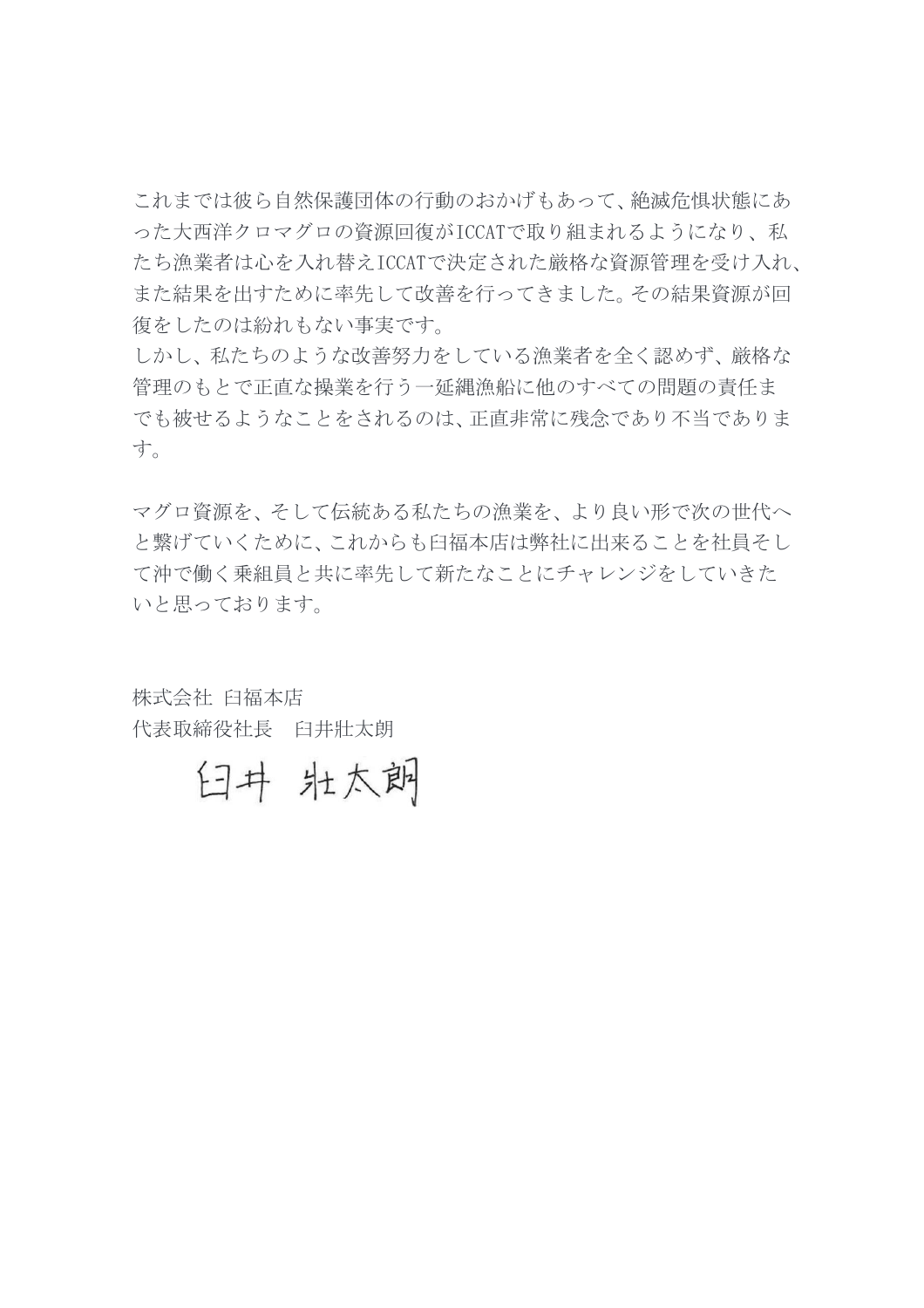これまでは彼ら自然保護団体の行動のおかげもあって、絶滅危惧状態にあった大西洋クロマグロの資源回復がICCATで取り組まれるようになり、私たち漁業者は心を入れ替えICCATで決定された厳格な資源管理を受け入れ、また結果を出すために率先して改善を行ってきました。その結果資源が回復をしたのは紛れもない事実です。

しかし、私たちのような改善努力をしている漁業者を全く認めず、厳格な管理のもとで正直な操業を行う一延縄漁船に他のすべての問題の責任までも被せるようなことをされるのは、正直非常に残念であり不当であります。

マグロ資源を、そして伝統ある私たちの漁業を、より良い形で次の世代へと繋げていくために、これからも臼福本店は弊社に出来ることを社員そして沖で働く乗組員と共に率先して新たなことにチャレンジをしていきたいと思っております。

株式会社 臼福本店
代表取締役社長　臼井壯太朗

臼井 壯太朗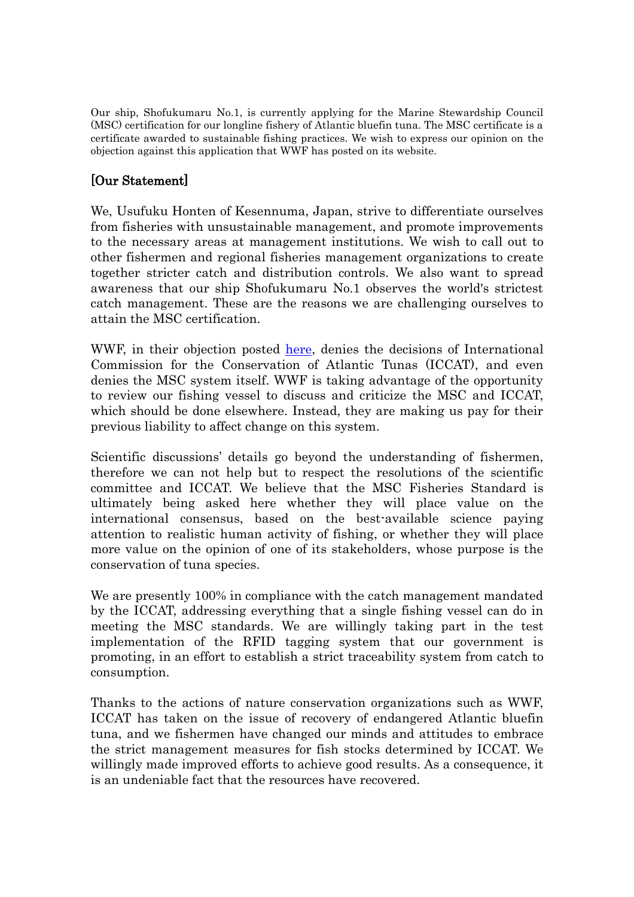Our ship, Shofukumaru No.1, is currently applying for the Marine Stewardship Council (MSC) certification for our longline fishery of Atlantic bluefin tuna. The MSC certificate is a certificate awarded to sustainable fishing practices. We wish to express our opinion on the objection against this application that WWF has posted on its website.

## [Our Statement]

We, Usufuku Honten of Kesennuma, Japan, strive to differentiate ourselves from fisheries with unsustainable management, and promote improvements to the necessary areas at management institutions. We wish to call out to other fishermen and regional fisheries management organizations to create together stricter catch and distribution controls. We also want to spread awareness that our ship Shofukumaru No.1 observes the world's strictest catch management. These are the reasons we are challenging ourselves to attain the MSC certification.

WWF, in their objection posted here, denies the decisions of International Commission for the Conservation of Atlantic Tunas (ICCAT), and even denies the MSC system itself. WWF is taking advantage of the opportunity to review our fishing vessel to discuss and criticize the MSC and ICCAT, which should be done elsewhere. Instead, they are making us pay for their previous liability to affect change on this system.

Scientific discussions' details go beyond the understanding of fishermen, therefore we can not help but to respect the resolutions of the scientific committee and ICCAT. We believe that the MSC Fisheries Standard is ultimately being asked here whether they will place value on the international consensus, based on the best-available science paying attention to realistic human activity of fishing, or whether they will place more value on the opinion of one of its stakeholders, whose purpose is the conservation of tuna species.

We are presently 100% in compliance with the catch management mandated by the ICCAT, addressing everything that a single fishing vessel can do in meeting the MSC standards. We are willingly taking part in the test implementation of the RFID tagging system that our government is promoting, in an effort to establish a strict traceability system from catch to consumption.

Thanks to the actions of nature conservation organizations such as WWF, ICCAT has taken on the issue of recovery of endangered Atlantic bluefin tuna, and we fishermen have changed our minds and attitudes to embrace the strict management measures for fish stocks determined by ICCAT. We willingly made improved efforts to achieve good results. As a consequence, it is an undeniable fact that the resources have recovered.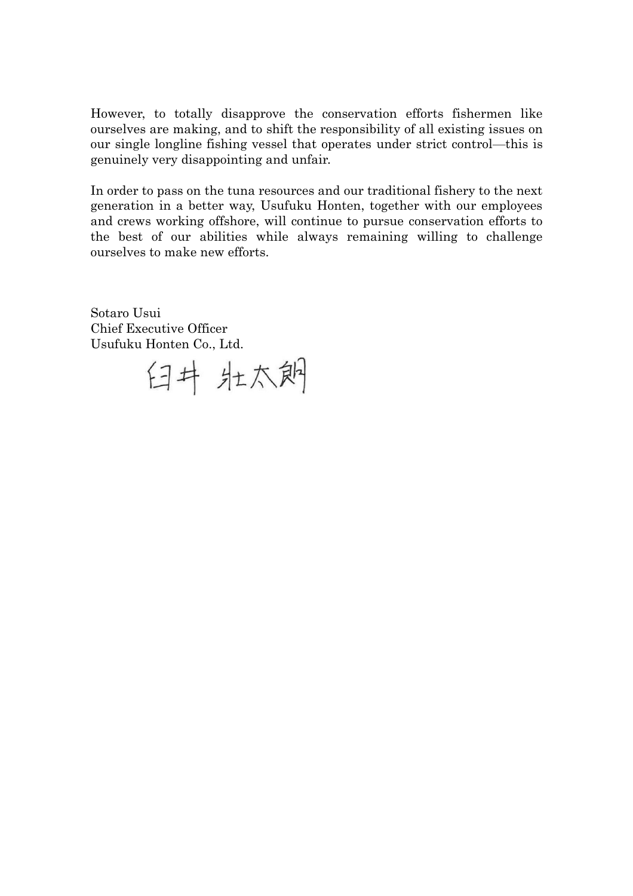However, to totally disapprove the conservation efforts fishermen like ourselves are making, and to shift the responsibility of all existing issues on our single longline fishing vessel that operates under strict control—this is genuinely very disappointing and unfair.

In order to pass on the tuna resources and our traditional fishery to the next generation in a better way, Usufuku Honten, together with our employees and crews working offshore, will continue to pursue conservation efforts to the best of our abilities while always remaining willing to challenge ourselves to make new efforts.

Sotaro Usui
Chief Executive Officer
Usufuku Honten Co., Ltd.

臼井 壮太朗